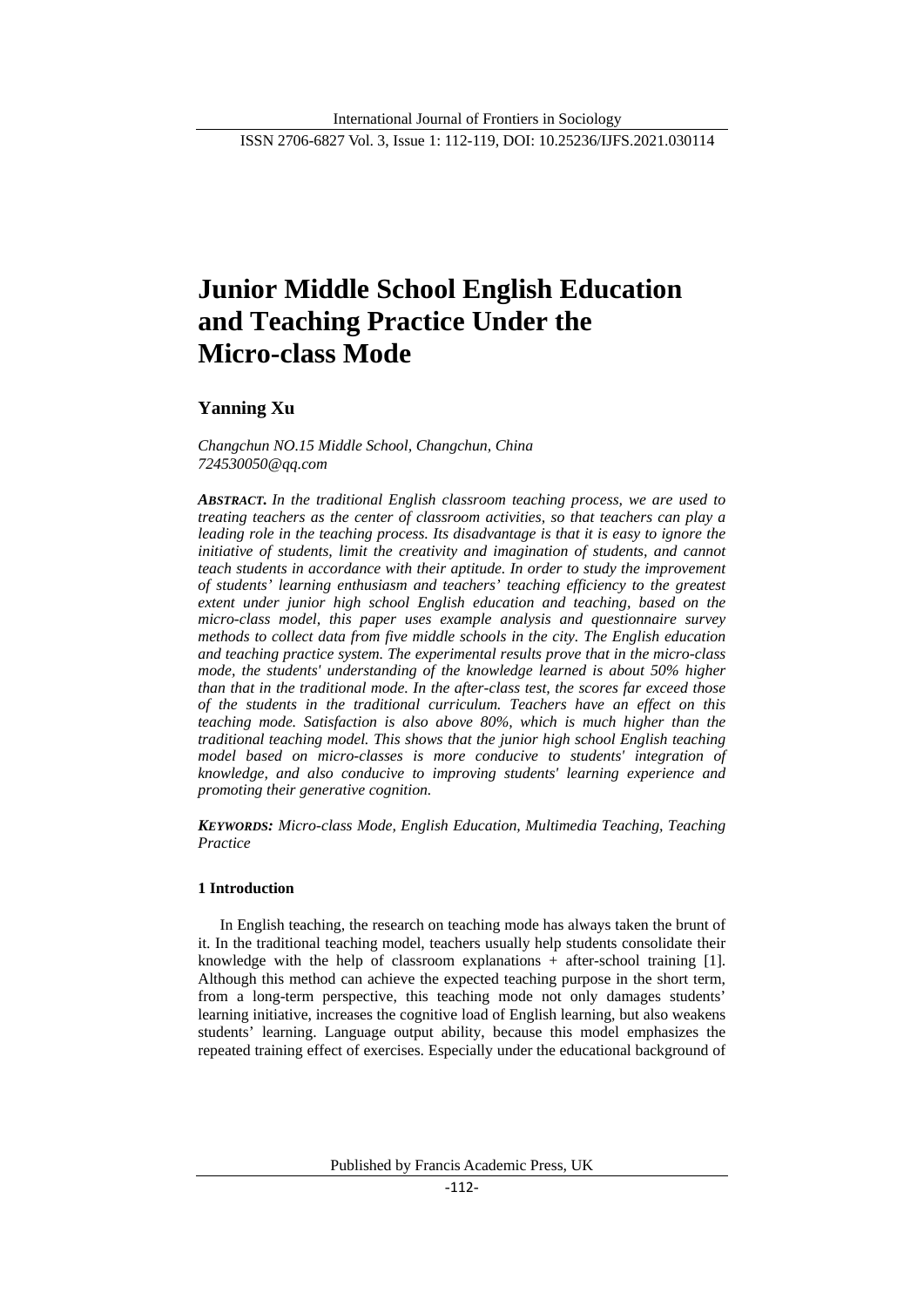# Junior Middle School English Education and Teaching Practice Under the Micro-class Mode

**Yanning Xu**

*Changchun NO.15 Middle School, Changchun, China*
*724530050@qq.com*

***ABSTRACT.*** *In the traditional English classroom teaching process, we are used to treating teachers as the center of classroom activities, so that teachers can play a leading role in the teaching process. Its disadvantage is that it is easy to ignore the initiative of students, limit the creativity and imagination of students, and cannot teach students in accordance with their aptitude. In order to study the improvement of students' learning enthusiasm and teachers' teaching efficiency to the greatest extent under junior high school English education and teaching, based on the micro-class model, this paper uses example analysis and questionnaire survey methods to collect data from five middle schools in the city. The English education and teaching practice system. The experimental results prove that in the micro-class mode, the students' understanding of the knowledge learned is about 50% higher than that in the traditional mode. In the after-class test, the scores far exceed those of the students in the traditional curriculum. Teachers have an effect on this teaching mode. Satisfaction is also above 80%, which is much higher than the traditional teaching model. This shows that the junior high school English teaching model based on micro-classes is more conducive to students' integration of knowledge, and also conducive to improving students' learning experience and promoting their generative cognition.*

***KEYWORDS:*** *Micro-class Mode, English Education, Multimedia Teaching, Teaching Practice*

## 1 Introduction

In English teaching, the research on teaching mode has always taken the brunt of it. In the traditional teaching model, teachers usually help students consolidate their knowledge with the help of classroom explanations + after-school training [1]. Although this method can achieve the expected teaching purpose in the short term, from a long-term perspective, this teaching mode not only damages students' learning initiative, increases the cognitive load of English learning, but also weakens students' learning. Language output ability, because this model emphasizes the repeated training effect of exercises. Especially under the educational background of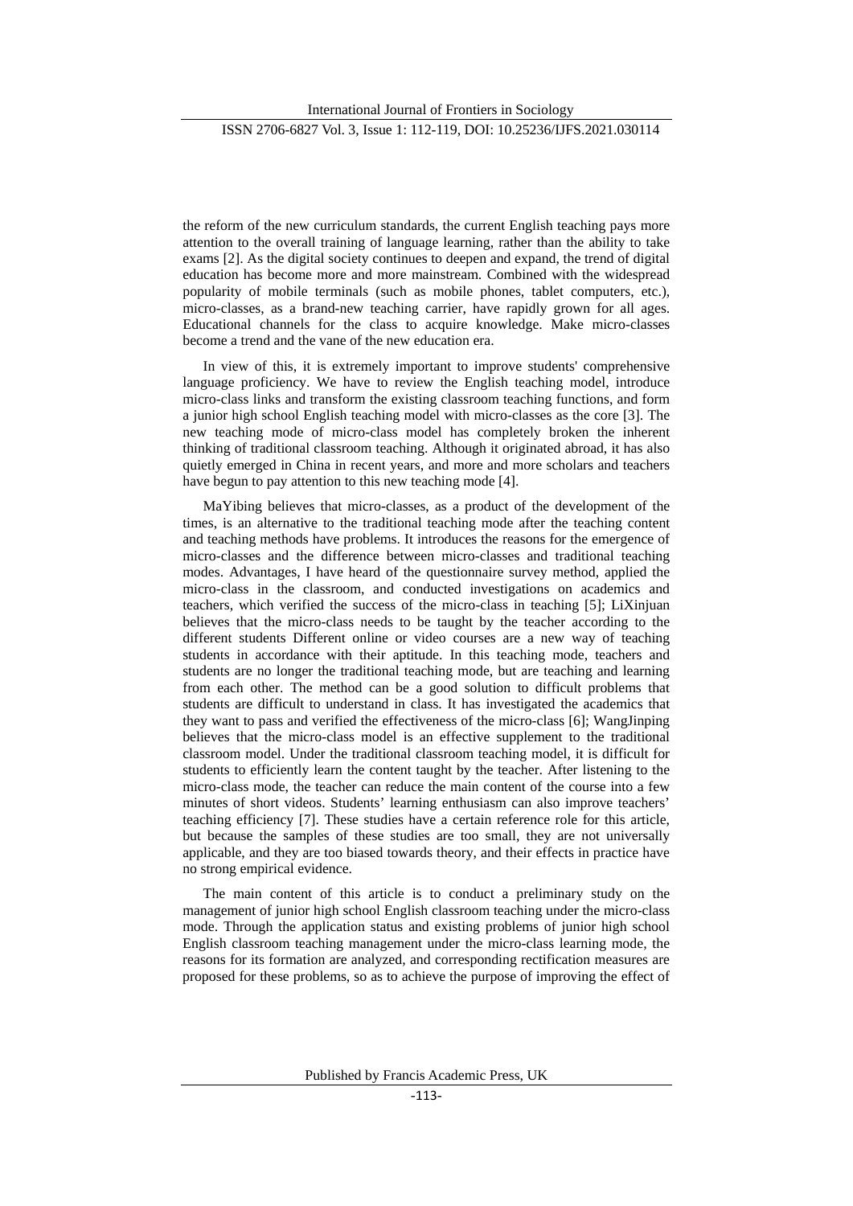the reform of the new curriculum standards, the current English teaching pays more attention to the overall training of language learning, rather than the ability to take exams [2]. As the digital society continues to deepen and expand, the trend of digital education has become more and more mainstream. Combined with the widespread popularity of mobile terminals (such as mobile phones, tablet computers, etc.), micro-classes, as a brand-new teaching carrier, have rapidly grown for all ages. Educational channels for the class to acquire knowledge. Make micro-classes become a trend and the vane of the new education era.

In view of this, it is extremely important to improve students' comprehensive language proficiency. We have to review the English teaching model, introduce micro-class links and transform the existing classroom teaching functions, and form a junior high school English teaching model with micro-classes as the core [3]. The new teaching mode of micro-class model has completely broken the inherent thinking of traditional classroom teaching. Although it originated abroad, it has also quietly emerged in China in recent years, and more and more scholars and teachers have begun to pay attention to this new teaching mode [4].

MaYibing believes that micro-classes, as a product of the development of the times, is an alternative to the traditional teaching mode after the teaching content and teaching methods have problems. It introduces the reasons for the emergence of micro-classes and the difference between micro-classes and traditional teaching modes. Advantages, I have heard of the questionnaire survey method, applied the micro-class in the classroom, and conducted investigations on academics and teachers, which verified the success of the micro-class in teaching [5]; LiXinjuan believes that the micro-class needs to be taught by the teacher according to the different students Different online or video courses are a new way of teaching students in accordance with their aptitude. In this teaching mode, teachers and students are no longer the traditional teaching mode, but are teaching and learning from each other. The method can be a good solution to difficult problems that students are difficult to understand in class. It has investigated the academics that they want to pass and verified the effectiveness of the micro-class [6]; WangJinping believes that the micro-class model is an effective supplement to the traditional classroom model. Under the traditional classroom teaching model, it is difficult for students to efficiently learn the content taught by the teacher. After listening to the micro-class mode, the teacher can reduce the main content of the course into a few minutes of short videos. Students' learning enthusiasm can also improve teachers' teaching efficiency [7]. These studies have a certain reference role for this article, but because the samples of these studies are too small, they are not universally applicable, and they are too biased towards theory, and their effects in practice have no strong empirical evidence.

The main content of this article is to conduct a preliminary study on the management of junior high school English classroom teaching under the micro-class mode. Through the application status and existing problems of junior high school English classroom teaching management under the micro-class learning mode, the reasons for its formation are analyzed, and corresponding rectification measures are proposed for these problems, so as to achieve the purpose of improving the effect of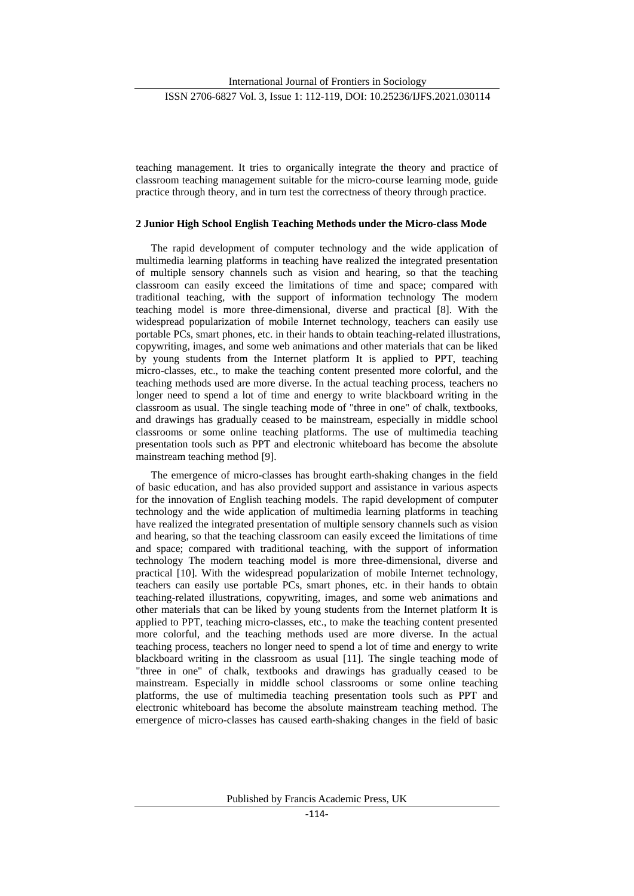teaching management. It tries to organically integrate the theory and practice of classroom teaching management suitable for the micro-course learning mode, guide practice through theory, and in turn test the correctness of theory through practice.

## 2 Junior High School English Teaching Methods under the Micro-class Mode

The rapid development of computer technology and the wide application of multimedia learning platforms in teaching have realized the integrated presentation of multiple sensory channels such as vision and hearing, so that the teaching classroom can easily exceed the limitations of time and space; compared with traditional teaching, with the support of information technology The modern teaching model is more three-dimensional, diverse and practical [8]. With the widespread popularization of mobile Internet technology, teachers can easily use portable PCs, smart phones, etc. in their hands to obtain teaching-related illustrations, copywriting, images, and some web animations and other materials that can be liked by young students from the Internet platform It is applied to PPT, teaching micro-classes, etc., to make the teaching content presented more colorful, and the teaching methods used are more diverse. In the actual teaching process, teachers no longer need to spend a lot of time and energy to write blackboard writing in the classroom as usual. The single teaching mode of "three in one" of chalk, textbooks, and drawings has gradually ceased to be mainstream, especially in middle school classrooms or some online teaching platforms. The use of multimedia teaching presentation tools such as PPT and electronic whiteboard has become the absolute mainstream teaching method [9].

The emergence of micro-classes has brought earth-shaking changes in the field of basic education, and has also provided support and assistance in various aspects for the innovation of English teaching models. The rapid development of computer technology and the wide application of multimedia learning platforms in teaching have realized the integrated presentation of multiple sensory channels such as vision and hearing, so that the teaching classroom can easily exceed the limitations of time and space; compared with traditional teaching, with the support of information technology The modern teaching model is more three-dimensional, diverse and practical [10]. With the widespread popularization of mobile Internet technology, teachers can easily use portable PCs, smart phones, etc. in their hands to obtain teaching-related illustrations, copywriting, images, and some web animations and other materials that can be liked by young students from the Internet platform It is applied to PPT, teaching micro-classes, etc., to make the teaching content presented more colorful, and the teaching methods used are more diverse. In the actual teaching process, teachers no longer need to spend a lot of time and energy to write blackboard writing in the classroom as usual [11]. The single teaching mode of "three in one" of chalk, textbooks and drawings has gradually ceased to be mainstream. Especially in middle school classrooms or some online teaching platforms, the use of multimedia teaching presentation tools such as PPT and electronic whiteboard has become the absolute mainstream teaching method. The emergence of micro-classes has caused earth-shaking changes in the field of basic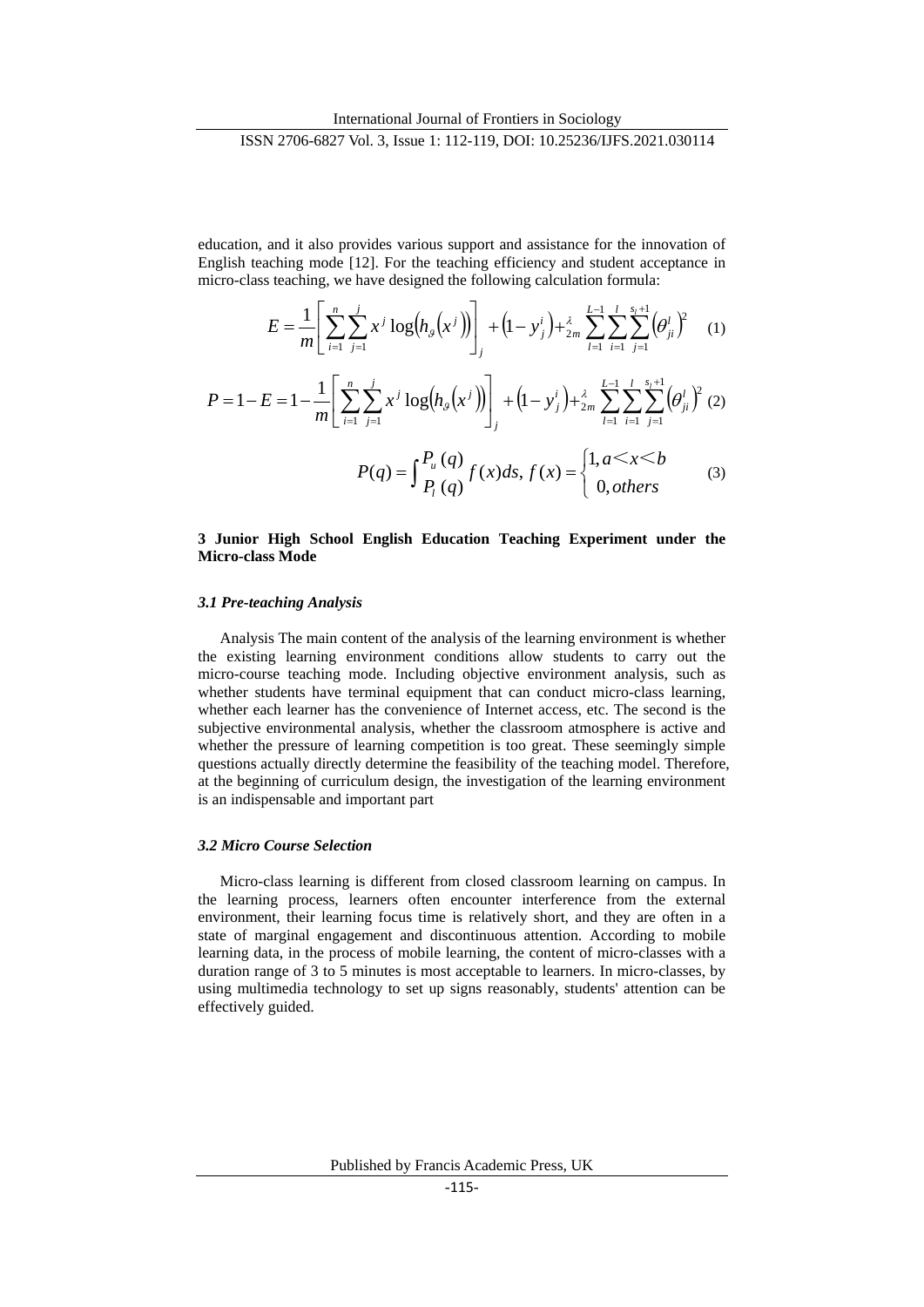education, and it also provides various support and assistance for the innovation of English teaching mode [12]. For the teaching efficiency and student acceptance in micro-class teaching, we have designed the following calculation formula:

$$E = \frac{1}{m}\left[\sum_{i=1}^{n}\sum_{j=1}^{j} x^{j}\log\left(h_{\vartheta}\left(x^{j}\right)\right)\right]_{j} + \left(1-y_{j}^{i}\right) + \frac{\lambda}{2m}\sum_{l=1}^{L-1}\sum_{i=1}^{l}\sum_{j=1}^{s_{l}+1}\left(\theta_{ji}^{l}\right)^{2} \quad (1)$$

$$P = 1 - E = 1 - \frac{1}{m}\left[\sum_{i=1}^{n}\sum_{j=1}^{j} x^{j}\log\left(h_{\vartheta}\left(x^{j}\right)\right)\right]_{j} + \left(1-y_{j}^{i}\right) + \frac{\lambda}{2m}\sum_{l=1}^{L-1}\sum_{i=1}^{l}\sum_{j=1}^{s_{l}+1}\left(\theta_{ji}^{l}\right)^{2} \quad (2)$$

$$P(q) = \int_{P_{l}(q)}^{P_{u}(q)} f(x)ds,\ f(x) = \begin{cases} 1, a < x < b \\ 0, others \end{cases} \quad (3)$$

## 3 Junior High School English Education Teaching Experiment under the Micro-class Mode

### *3.1 Pre-teaching Analysis*

Analysis The main content of the analysis of the learning environment is whether the existing learning environment conditions allow students to carry out the micro-course teaching mode. Including objective environment analysis, such as whether students have terminal equipment that can conduct micro-class learning, whether each learner has the convenience of Internet access, etc. The second is the subjective environmental analysis, whether the classroom atmosphere is active and whether the pressure of learning competition is too great. These seemingly simple questions actually directly determine the feasibility of the teaching model. Therefore, at the beginning of curriculum design, the investigation of the learning environment is an indispensable and important part

### *3.2 Micro Course Selection*

Micro-class learning is different from closed classroom learning on campus. In the learning process, learners often encounter interference from the external environment, their learning focus time is relatively short, and they are often in a state of marginal engagement and discontinuous attention. According to mobile learning data, in the process of mobile learning, the content of micro-classes with a duration range of 3 to 5 minutes is most acceptable to learners. In micro-classes, by using multimedia technology to set up signs reasonably, students' attention can be effectively guided.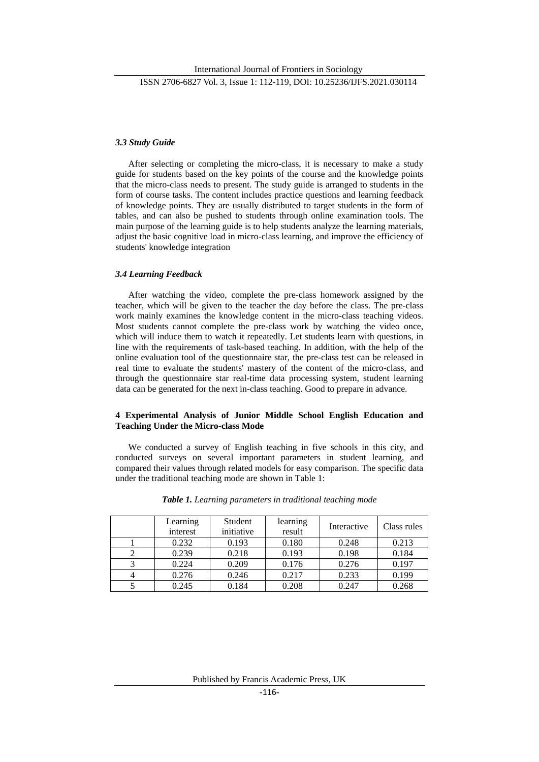### *3.3 Study Guide*

After selecting or completing the micro-class, it is necessary to make a study guide for students based on the key points of the course and the knowledge points that the micro-class needs to present. The study guide is arranged to students in the form of course tasks. The content includes practice questions and learning feedback of knowledge points. They are usually distributed to target students in the form of tables, and can also be pushed to students through online examination tools. The main purpose of the learning guide is to help students analyze the learning materials, adjust the basic cognitive load in micro-class learning, and improve the efficiency of students' knowledge integration

### *3.4 Learning Feedback*

After watching the video, complete the pre-class homework assigned by the teacher, which will be given to the teacher the day before the class. The pre-class work mainly examines the knowledge content in the micro-class teaching videos. Most students cannot complete the pre-class work by watching the video once, which will induce them to watch it repeatedly. Let students learn with questions, in line with the requirements of task-based teaching. In addition, with the help of the online evaluation tool of the questionnaire star, the pre-class test can be released in real time to evaluate the students' mastery of the content of the micro-class, and through the questionnaire star real-time data processing system, student learning data can be generated for the next in-class teaching. Good to prepare in advance.

## 4 Experimental Analysis of Junior Middle School English Education and Teaching Under the Micro-class Mode

We conducted a survey of English teaching in five schools in this city, and conducted surveys on several important parameters in student learning, and compared their values through related models for easy comparison. The specific data under the traditional teaching mode are shown in Table 1:

***Table 1.*** *Learning parameters in traditional teaching mode*

| | Learning interest | Student initiative | learning result | Interactive | Class rules |
|---|---|---|---|---|---|
| 1 | 0.232 | 0.193 | 0.180 | 0.248 | 0.213 |
| 2 | 0.239 | 0.218 | 0.193 | 0.198 | 0.184 |
| 3 | 0.224 | 0.209 | 0.176 | 0.276 | 0.197 |
| 4 | 0.276 | 0.246 | 0.217 | 0.233 | 0.199 |
| 5 | 0.245 | 0.184 | 0.208 | 0.247 | 0.268 |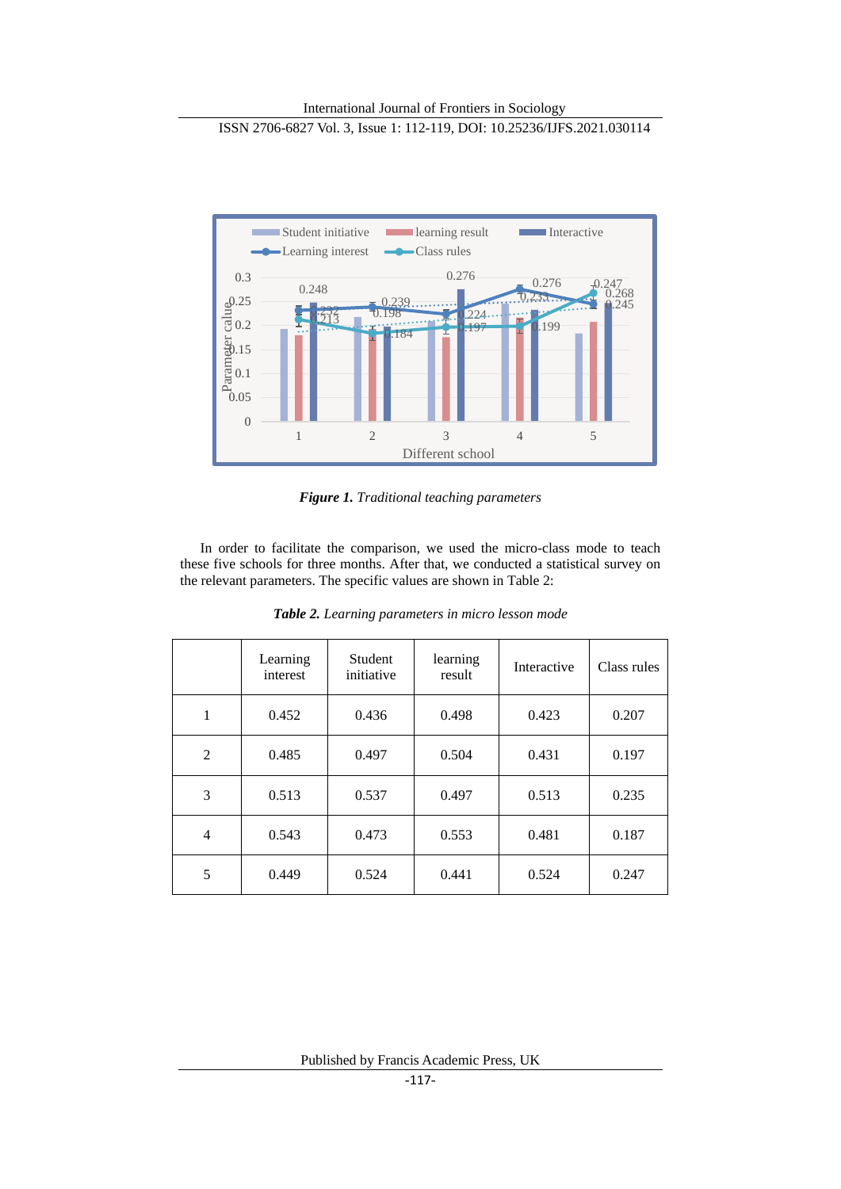**Figure 1.** *Traditional teaching parameters*

In order to facilitate the comparison, we used the micro-class mode to teach these five schools for three months. After that, we conducted a statistical survey on the relevant parameters. The specific values are shown in Table 2:

***Table 2.*** *Learning parameters in micro lesson mode*

| | Learning interest | Student initiative | learning result | Interactive | Class rules |
|---|---|---|---|---|---|
| 1 | 0.452 | 0.436 | 0.498 | 0.423 | 0.207 |
| 2 | 0.485 | 0.497 | 0.504 | 0.431 | 0.197 |
| 3 | 0.513 | 0.537 | 0.497 | 0.513 | 0.235 |
| 4 | 0.543 | 0.473 | 0.553 | 0.481 | 0.187 |
| 5 | 0.449 | 0.524 | 0.441 | 0.524 | 0.247 |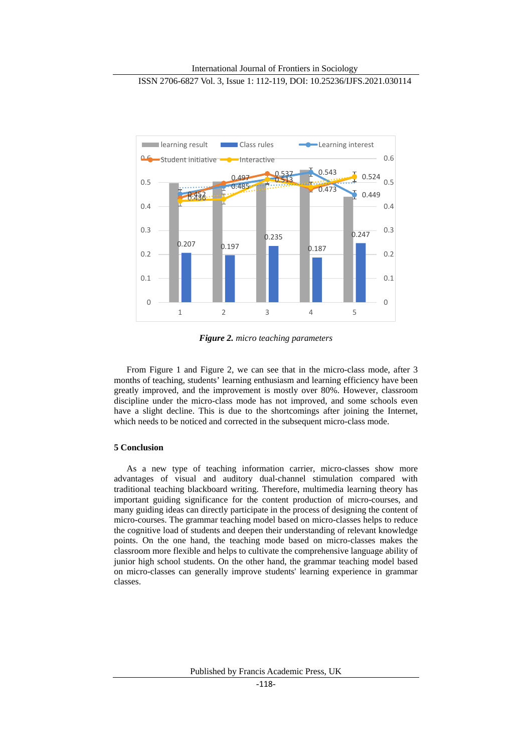*Figure 2.* micro teaching parameters

From Figure 1 and Figure 2, we can see that in the micro-class mode, after 3 months of teaching, students' learning enthusiasm and learning efficiency have been greatly improved, and the improvement is mostly over 80%. However, classroom discipline under the micro-class mode has not improved, and some schools even have a slight decline. This is due to the shortcomings after joining the Internet, which needs to be noticed and corrected in the subsequent micro-class mode.

## 5 Conclusion

As a new type of teaching information carrier, micro-classes show more advantages of visual and auditory dual-channel stimulation compared with traditional teaching blackboard writing. Therefore, multimedia learning theory has important guiding significance for the content production of micro-courses, and many guiding ideas can directly participate in the process of designing the content of micro-courses. The grammar teaching model based on micro-classes helps to reduce the cognitive load of students and deepen their understanding of relevant knowledge points. On the one hand, the teaching mode based on micro-classes makes the classroom more flexible and helps to cultivate the comprehensive language ability of junior high school students. On the other hand, the grammar teaching model based on micro-classes can generally improve students' learning experience in grammar classes.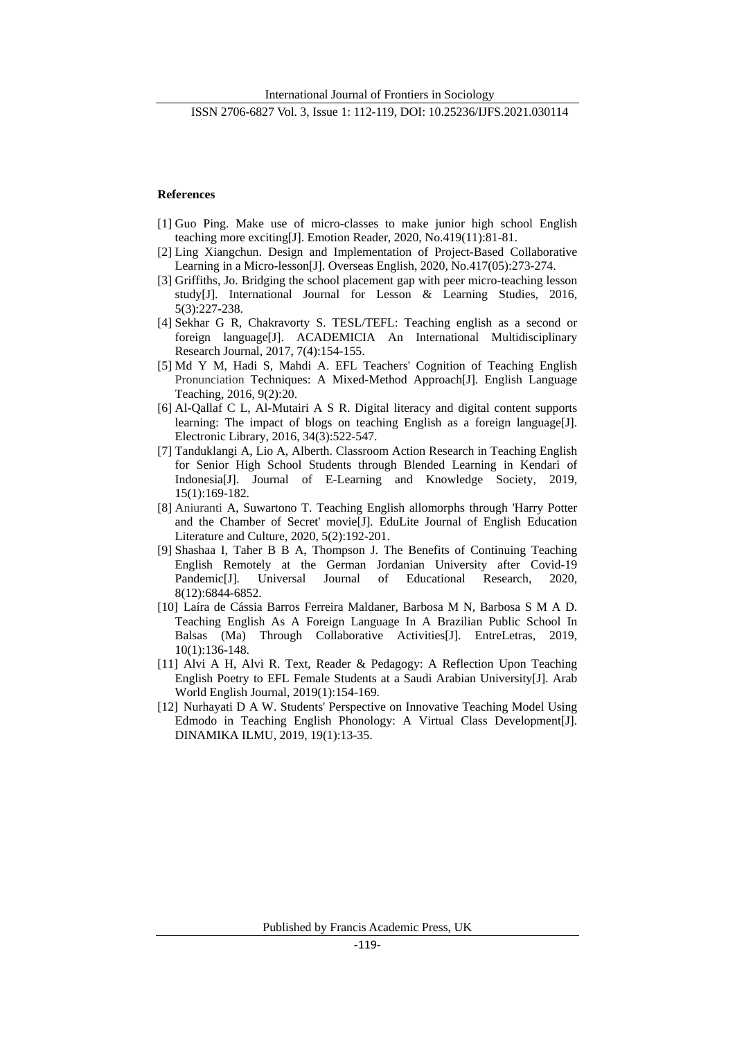**References**

[1] Guo Ping. Make use of micro-classes to make junior high school English teaching more exciting[J]. Emotion Reader, 2020, No.419(11):81-81.

[2] Ling Xiangchun. Design and Implementation of Project-Based Collaborative Learning in a Micro-lesson[J]. Overseas English, 2020, No.417(05):273-274.

[3] Griffiths, Jo. Bridging the school placement gap with peer micro-teaching lesson study[J]. International Journal for Lesson & Learning Studies, 2016, 5(3):227-238.

[4] Sekhar G R, Chakravorty S. TESL/TEFL: Teaching english as a second or foreign language[J]. ACADEMICIA An International Multidisciplinary Research Journal, 2017, 7(4):154-155.

[5] Md Y M, Hadi S, Mahdi A. EFL Teachers' Cognition of Teaching English Pronunciation Techniques: A Mixed-Method Approach[J]. English Language Teaching, 2016, 9(2):20.

[6] Al-Qallaf C L, Al-Mutairi A S R. Digital literacy and digital content supports learning: The impact of blogs on teaching English as a foreign language[J]. Electronic Library, 2016, 34(3):522-547.

[7] Tanduklangi A, Lio A, Alberth. Classroom Action Research in Teaching English for Senior High School Students through Blended Learning in Kendari of Indonesia[J]. Journal of E-Learning and Knowledge Society, 2019, 15(1):169-182.

[8] Aniuranti A, Suwartono T. Teaching English allomorphs through 'Harry Potter and the Chamber of Secret' movie[J]. EduLite Journal of English Education Literature and Culture, 2020, 5(2):192-201.

[9] Shashaa I, Taher B B A, Thompson J. The Benefits of Continuing Teaching English Remotely at the German Jordanian University after Covid-19 Pandemic[J]. Universal Journal of Educational Research, 2020, 8(12):6844-6852.

[10] Laíra de Cássia Barros Ferreira Maldaner, Barbosa M N, Barbosa S M A D. Teaching English As A Foreign Language In A Brazilian Public School In Balsas (Ma) Through Collaborative Activities[J]. EntreLetras, 2019, 10(1):136-148.

[11] Alvi A H, Alvi R. Text, Reader & Pedagogy: A Reflection Upon Teaching English Poetry to EFL Female Students at a Saudi Arabian University[J]. Arab World English Journal, 2019(1):154-169.

[12] Nurhayati D A W. Students' Perspective on Innovative Teaching Model Using Edmodo in Teaching English Phonology: A Virtual Class Development[J]. DINAMIKA ILMU, 2019, 19(1):13-35.